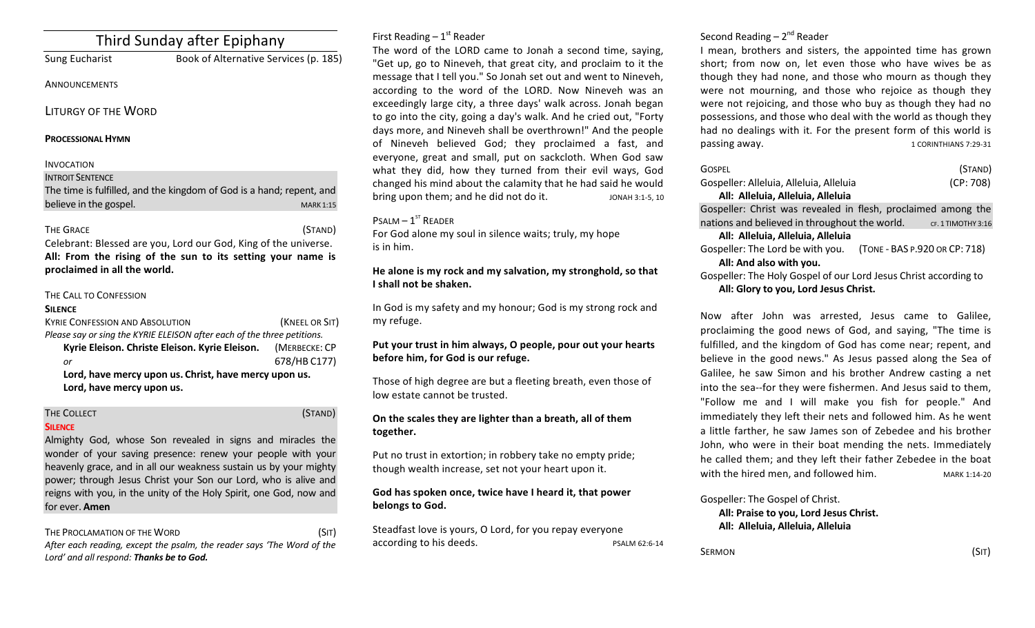# Third Sunday after Epiphany

Sung Eucharist — Book of Alternative Services (p. 185)

ANNOUNCEMENTS

## LITURGY OF THE WORD

**PROCESSIONAL HYMN**

INVOCATION

INTROIT SENTENCE

The time is fulfilled, and the kingdom of God is a hand; repent, and believe in the gospel. MARK 1:15

THE GRACE (STAND)

Celebrant: Blessed are you, Lord our God, King of the universe.

**All: From the rising of the sun to its setting your name is proclaimed in all the world.**

THE CALL TO CONFESSION

**SILENCE**

KYRIE CONFESSION AND ABSOLUTION (KNEEL OR SIT)

*Please say or sing the KYRIE ELEISON after each of the three petitions.*

**Kyrie Eleison. Christe Eleison. Kyrie Eleison.** (MERBECKE: CP 678/HB C177)

*or*

**Lord, have mercy upon us. Christ, have mercy upon us. Lord, have mercy upon us.**

THE COLLECT (STAND)

**SILENCE**

Almighty God, whose Son revealed in signs and miracles the wonder of your saving presence: renew your people with your heavenly grace, and in all our weakness sustain us by your mighty power; through Jesus Christ your Son our Lord, who is alive and reigns with you, in the unity of the Holy Spirit, one God, now and for ever. **Amen**

THE PROCLAMATION OF THE WORD (SIT)

*After each reading, except the psalm, the reader says 'The Word of the Lord' and all respond:* ***Thanks be to God.***

First Reading – 1st Reader

The word of the LORD came to Jonah a second time, saying, "Get up, go to Nineveh, that great city, and proclaim to it the message that I tell you." So Jonah set out and went to Nineveh, according to the word of the LORD. Now Nineveh was an exceedingly large city, a three days' walk across. Jonah began to go into the city, going a day's walk. And he cried out, "Forty days more, and Nineveh shall be overthrown!" And the people of Nineveh believed God; they proclaimed a fast, and everyone, great and small, put on sackcloth. When God saw what they did, how they turned from their evil ways, God changed his mind about the calamity that he had said he would bring upon them; and he did not do it. JONAH 3:1-5, 10

PSALM – 1ST READER

For God alone my soul in silence waits; truly, my hope is in him.

**He alone is my rock and my salvation, my stronghold, so that I shall not be shaken.**

In God is my safety and my honour; God is my strong rock and my refuge.

**Put your trust in him always, O people, pour out your hearts before him, for God is our refuge.**

Those of high degree are but a fleeting breath, even those of low estate cannot be trusted.

**On the scales they are lighter than a breath, all of them together.**

Put no trust in extortion; in robbery take no empty pride; though wealth increase, set not your heart upon it.

**God has spoken once, twice have I heard it, that power belongs to God.**

Steadfast love is yours, O Lord, for you repay everyone according to his deeds. PSALM 62:6-14

Second Reading – 2nd Reader

I mean, brothers and sisters, the appointed time has grown short; from now on, let even those who have wives be as though they had none, and those who mourn as though they were not mourning, and those who rejoice as though they were not rejoicing, and those who buy as though they had no possessions, and those who deal with the world as though they had no dealings with it. For the present form of this world is passing away. 1 CORINTHIANS 7:29-31

GOSPEL (STAND)

Gospeller: Alleluia, Alleluia, Alleluia (CP: 708)

**All: Alleluia, Alleluia, Alleluia**

Gospeller: Christ was revealed in flesh, proclaimed among the nations and believed in throughout the world. CF. 1 TIMOTHY 3:16

**All: Alleluia, Alleluia, Alleluia**

Gospeller: The Lord be with you. (TONE - BAS P.920 OR CP: 718)

**All: And also with you.**

Gospeller: The Holy Gospel of our Lord Jesus Christ according to

**All: Glory to you, Lord Jesus Christ.**

Now after John was arrested, Jesus came to Galilee, proclaiming the good news of God, and saying, "The time is fulfilled, and the kingdom of God has come near; repent, and believe in the good news." As Jesus passed along the Sea of Galilee, he saw Simon and his brother Andrew casting a net into the sea--for they were fishermen. And Jesus said to them, "Follow me and I will make you fish for people." And immediately they left their nets and followed him. As he went a little farther, he saw James son of Zebedee and his brother John, who were in their boat mending the nets. Immediately he called them; and they left their father Zebedee in the boat with the hired men, and followed him. MARK 1:14-20

Gospeller: The Gospel of Christ.

**All: Praise to you, Lord Jesus Christ.**

**All: Alleluia, Alleluia, Alleluia**

SERMON (SIT)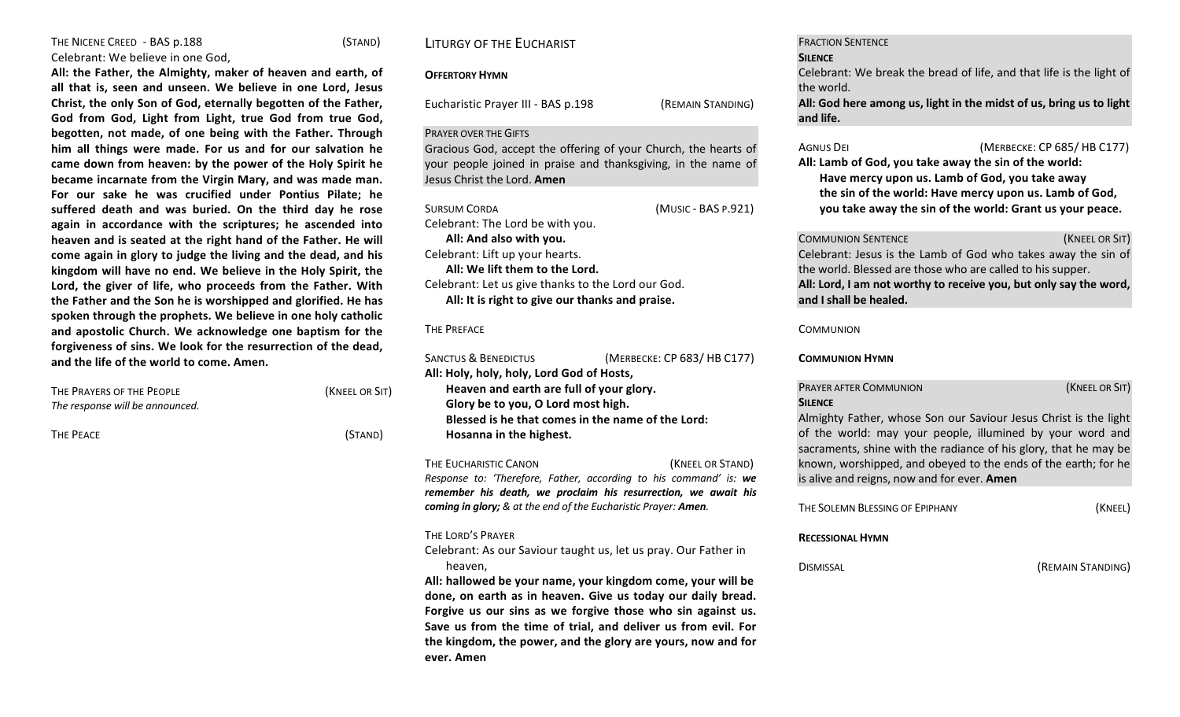THE NICENE CREED - BAS p.188 (STAND)

Celebrant: We believe in one God,

**All: the Father, the Almighty, maker of heaven and earth, of all that is, seen and unseen. We believe in one Lord, Jesus Christ, the only Son of God, eternally begotten of the Father, God from God, Light from Light, true God from true God, begotten, not made, of one being with the Father. Through him all things were made. For us and for our salvation he came down from heaven: by the power of the Holy Spirit he became incarnate from the Virgin Mary, and was made man. For our sake he was crucified under Pontius Pilate; he suffered death and was buried. On the third day he rose again in accordance with the scriptures; he ascended into heaven and is seated at the right hand of the Father. He will come again in glory to judge the living and the dead, and his kingdom will have no end. We believe in the Holy Spirit, the Lord, the giver of life, who proceeds from the Father. With the Father and the Son he is worshipped and glorified. He has spoken through the prophets. We believe in one holy catholic and apostolic Church. We acknowledge one baptism for the forgiveness of sins. We look for the resurrection of the dead, and the life of the world to come. Amen.**

THE PRAYERS OF THE PEOPLE (KNEEL OR SIT)

*The response will be announced.*

THE PEACE (STAND)

## LITURGY OF THE EUCHARIST

**OFFERTORY HYMN**

Eucharistic Prayer III - BAS p.198 (REMAIN STANDING)

PRAYER OVER THE GIFTS

Gracious God, accept the offering of your Church, the hearts of your people joined in praise and thanksgiving, in the name of Jesus Christ the Lord. **Amen**

SURSUM CORDA (MUSIC - BAS P.921)

Celebrant: The Lord be with you.
**All: And also with you.**
Celebrant: Lift up your hearts.
**All: We lift them to the Lord.**
Celebrant: Let us give thanks to the Lord our God.
**All: It is right to give our thanks and praise.**

THE PREFACE

SANCTUS & BENEDICTUS (MERBECKE: CP 683/ HB C177)

**All: Holy, holy, holy, Lord God of Hosts,**
**Heaven and earth are full of your glory.**
**Glory be to you, O Lord most high.**
**Blessed is he that comes in the name of the Lord:**
**Hosanna in the highest.**

THE EUCHARISTIC CANON (KNEEL OR STAND)

*Response to: 'Therefore, Father, according to his command' is:* ***we remember his death, we proclaim his resurrection, we await his coming in glory;*** *& at the end of the Eucharistic Prayer:* ***Amen****.*

THE LORD'S PRAYER

Celebrant: As our Saviour taught us, let us pray. Our Father in heaven,

**All: hallowed be your name, your kingdom come, your will be done, on earth as in heaven. Give us today our daily bread. Forgive us our sins as we forgive those who sin against us. Save us from the time of trial, and deliver us from evil. For the kingdom, the power, and the glory are yours, now and for ever. Amen**

FRACTION SENTENCE

**SILENCE**

Celebrant: We break the bread of life, and that life is the light of the world.

**All: God here among us, light in the midst of us, bring us to light and life.**

AGNUS DEI (MERBECKE: CP 685/ HB C177)

**All: Lamb of God, you take away the sin of the world:**
**Have mercy upon us. Lamb of God, you take away**
**the sin of the world: Have mercy upon us. Lamb of God,**
**you take away the sin of the world: Grant us your peace.**

COMMUNION SENTENCE (KNEEL OR SIT)

Celebrant: Jesus is the Lamb of God who takes away the sin of the world. Blessed are those who are called to his supper.

**All: Lord, I am not worthy to receive you, but only say the word, and I shall be healed.**

COMMUNION

**COMMUNION HYMN**

PRAYER AFTER COMMUNION (KNEEL OR SIT)

**SILENCE**

Almighty Father, whose Son our Saviour Jesus Christ is the light of the world: may your people, illumined by your word and sacraments, shine with the radiance of his glory, that he may be known, worshipped, and obeyed to the ends of the earth; for he is alive and reigns, now and for ever. **Amen**

THE SOLEMN BLESSING OF EPIPHANY (KNEEL)

**RECESSIONAL HYMN**

DISMISSAL (REMAIN STANDING)